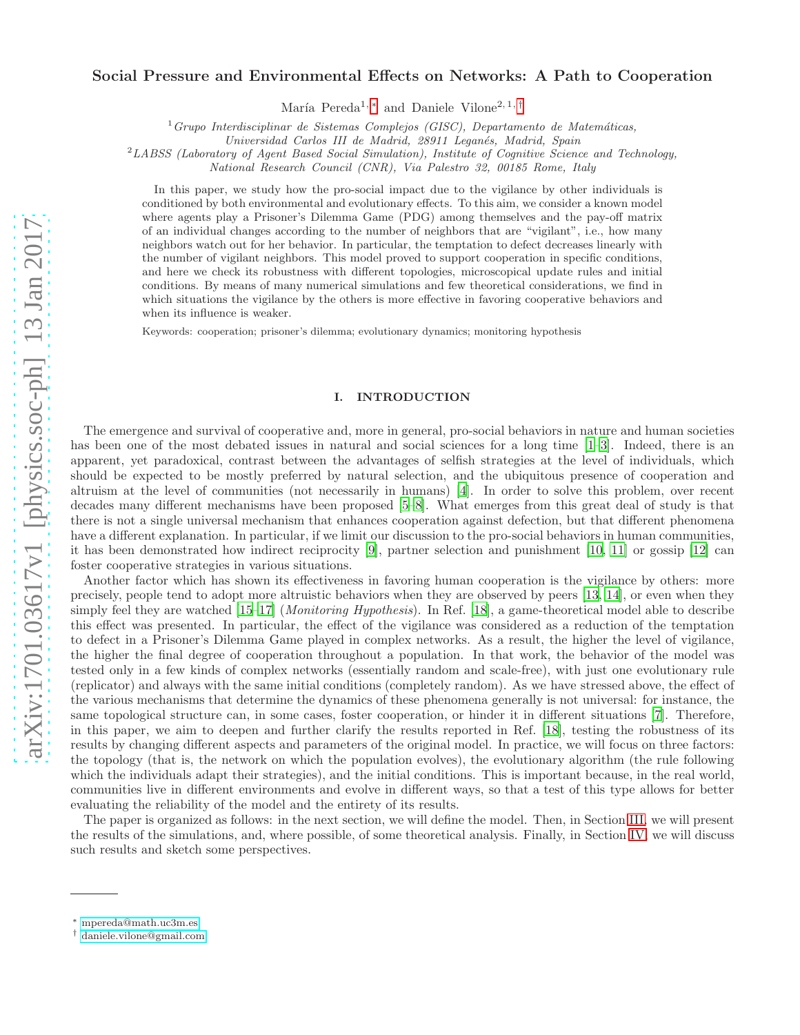# Social Pressure and Environmental Effects on Networks: A Path to Cooperation

María Pereda[1,*] and Daniele Vilone[2,1,†]

[1] *Grupo Interdisciplinar de Sistemas Complejos (GISC), Departamento de Matemáticas, Universidad Carlos III de Madrid, 28911 Leganés, Madrid, Spain*

[2] *LABSS (Laboratory of Agent Based Social Simulation), Institute of Cognitive Science and Technology, National Research Council (CNR), Via Palestro 32, 00185 Rome, Italy*

In this paper, we study how the pro-social impact due to the vigilance by other individuals is conditioned by both environmental and evolutionary effects. To this aim, we consider a known model where agents play a Prisoner's Dilemma Game (PDG) among themselves and the pay-off matrix of an individual changes according to the number of neighbors that are "vigilant", i.e., how many neighbors watch out for her behavior. In particular, the temptation to defect decreases linearly with the number of vigilant neighbors. This model proved to support cooperation in specific conditions, and here we check its robustness with different topologies, microscopical update rules and initial conditions. By means of many numerical simulations and few theoretical considerations, we find in which situations the vigilance by the others is more effective in favoring cooperative behaviors and when its influence is weaker.

Keywords: cooperation; prisoner's dilemma; evolutionary dynamics; monitoring hypothesis

## I. INTRODUCTION

The emergence and survival of cooperative and, more in general, pro-social behaviors in nature and human societies has been one of the most debated issues in natural and social sciences for a long time [1–3]. Indeed, there is an apparent, yet paradoxical, contrast between the advantages of selfish strategies at the level of individuals, which should be expected to be mostly preferred by natural selection, and the ubiquitous presence of cooperation and altruism at the level of communities (not necessarily in humans) [4]. In order to solve this problem, over recent decades many different mechanisms have been proposed [5–8]. What emerges from this great deal of study is that there is not a single universal mechanism that enhances cooperation against defection, but that different phenomena have a different explanation. In particular, if we limit our discussion to the pro-social behaviors in human communities, it has been demonstrated how indirect reciprocity [9], partner selection and punishment [10, 11] or gossip [12] can foster cooperative strategies in various situations.

Another factor which has shown its effectiveness in favoring human cooperation is the vigilance by others: more precisely, people tend to adopt more altruistic behaviors when they are observed by peers [13, 14], or even when they simply feel they are watched [15–17] (*Monitoring Hypothesis*). In Ref. [18], a game-theoretical model able to describe this effect was presented. In particular, the effect of the vigilance was considered as a reduction of the temptation to defect in a Prisoner's Dilemma Game played in complex networks. As a result, the higher the level of vigilance, the higher the final degree of cooperation throughout a population. In that work, the behavior of the model was tested only in a few kinds of complex networks (essentially random and scale-free), with just one evolutionary rule (replicator) and always with the same initial conditions (completely random). As we have stressed above, the effect of the various mechanisms that determine the dynamics of these phenomena generally is not universal: for instance, the same topological structure can, in some cases, foster cooperation, or hinder it in different situations [7]. Therefore, in this paper, we aim to deepen and further clarify the results reported in Ref. [18], testing the robustness of its results by changing different aspects and parameters of the original model. In practice, we will focus on three factors: the topology (that is, the network on which the population evolves), the evolutionary algorithm (the rule following which the individuals adapt their strategies), and the initial conditions. This is important because, in the real world, communities live in different environments and evolve in different ways, so that a test of this type allows for better evaluating the reliability of the model and the entirety of its results.

The paper is organized as follows: in the next section, we will define the model. Then, in Section III, we will present the results of the simulations, and, where possible, of some theoretical analysis. Finally, in Section IV, we will discuss such results and sketch some perspectives.

[*] mpereda@math.uc3m.es
[†] daniele.vilone@gmail.com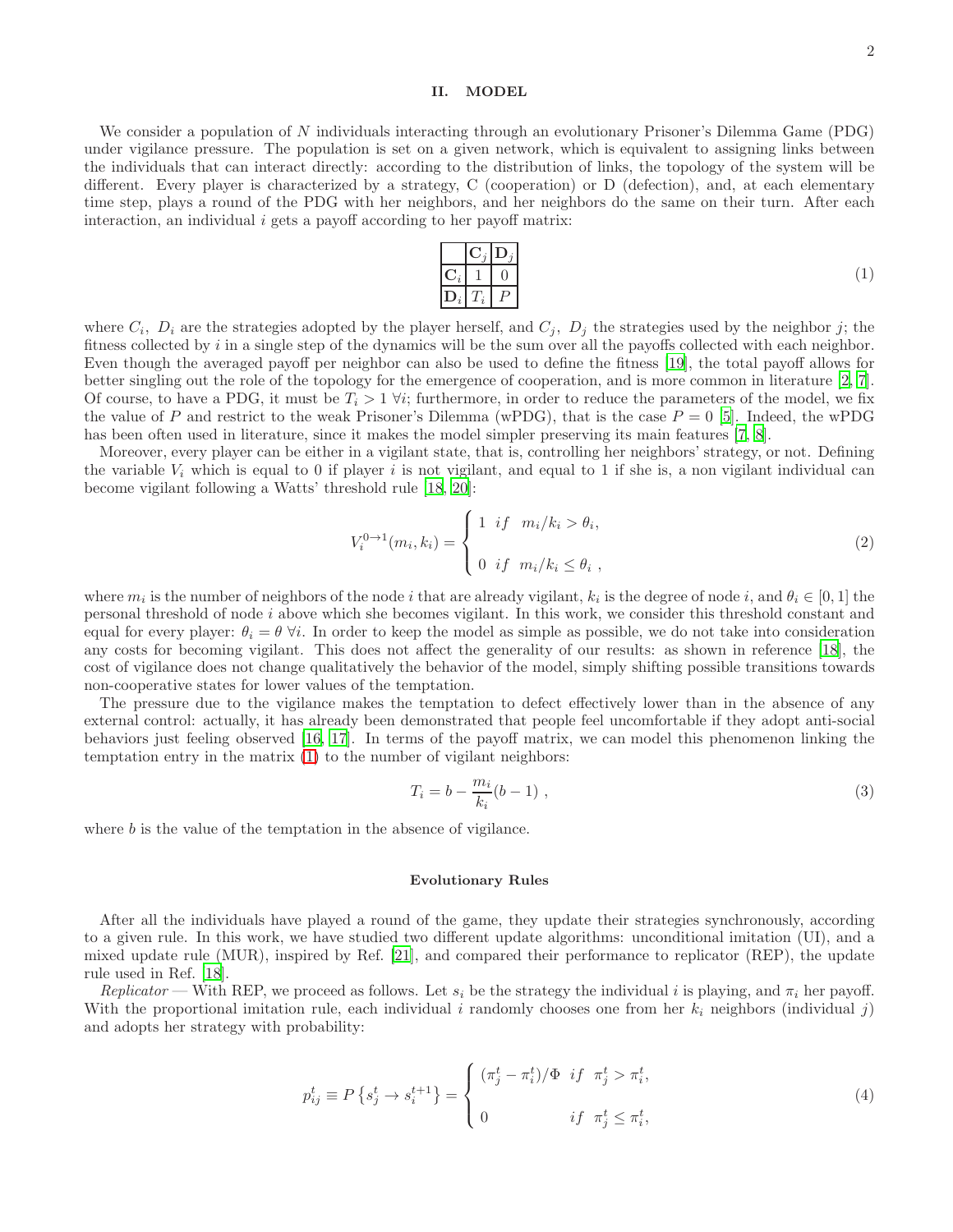## II. MODEL

We consider a population of $N$ individuals interacting through an evolutionary Prisoner's Dilemma Game (PDG) under vigilance pressure. The population is set on a given network, which is equivalent to assigning links between the individuals that can interact directly: according to the distribution of links, the topology of the system will be different. Every player is characterized by a strategy, C (cooperation) or D (defection), and, at each elementary time step, plays a round of the PDG with her neighbors, and her neighbors do the same on their turn. After each interaction, an individual $i$ gets a payoff according to her payoff matrix:

|  | $\mathbf{C}_j$ | $\mathbf{D}_j$ |
|---|---|---|
| $\mathbf{C}_i$ | 1 | 0 |
| $\mathbf{D}_i$ | $T_i$ | $P$ |

(1)

where $C_i$, $D_i$ are the strategies adopted by the player herself, and $C_j$, $D_j$ the strategies used by the neighbor $j$; the fitness collected by $i$ in a single step of the dynamics will be the sum over all the payoffs collected with each neighbor. Even though the averaged payoff per neighbor can also be used to define the fitness [19], the total payoff allows for better singling out the role of the topology for the emergence of cooperation, and is more common in literature [2, 7]. Of course, to have a PDG, it must be $T_i > 1 \; \forall i$; furthermore, in order to reduce the parameters of the model, we fix the value of $P$ and restrict to the weak Prisoner's Dilemma (wPDG), that is the case $P = 0$ [5]. Indeed, the wPDG has been often used in literature, since it makes the model simpler preserving its main features [7, 8].

Moreover, every player can be either in a vigilant state, that is, controlling her neighbors' strategy, or not. Defining the variable $V_i$ which is equal to 0 if player $i$ is not vigilant, and equal to 1 if she is, a non vigilant individual can become vigilant following a Watts' threshold rule [18, 20]:

$$V_i^{0\to 1}(m_i, k_i) = \begin{cases} 1 \;\; if \;\;\; m_i/k_i > \theta_i, \\ \\ 0 \;\; if \;\;\; m_i/k_i \leq \theta_i \;, \end{cases} \tag{2}$$

where $m_i$ is the number of neighbors of the node $i$ that are already vigilant, $k_i$ is the degree of node $i$, and $\theta_i \in [0, 1]$ the personal threshold of node $i$ above which she becomes vigilant. In this work, we consider this threshold constant and equal for every player: $\theta_i = \theta \; \forall i$. In order to keep the model as simple as possible, we do not take into consideration any costs for becoming vigilant. This does not affect the generality of our results: as shown in reference [18], the cost of vigilance does not change qualitatively the behavior of the model, simply shifting possible transitions towards non-cooperative states for lower values of the temptation.

The pressure due to the vigilance makes the temptation to defect effectively lower than in the absence of any external control: actually, it has already been demonstrated that people feel uncomfortable if they adopt anti-social behaviors just feeling observed [16, 17]. In terms of the payoff matrix, we can model this phenomenon linking the temptation entry in the matrix (1) to the number of vigilant neighbors:

$$T_i = b - \frac{m_i}{k_i}(b-1) \;, \tag{3}$$

where $b$ is the value of the temptation in the absence of vigilance.

### Evolutionary Rules

After all the individuals have played a round of the game, they update their strategies synchronously, according to a given rule. In this work, we have studied two different update algorithms: unconditional imitation (UI), and a mixed update rule (MUR), inspired by Ref. [21], and compared their performance to replicator (REP), the update rule used in Ref. [18].

*Replicator* — With REP, we proceed as follows. Let $s_i$ be the strategy the individual $i$ is playing, and $\pi_i$ her payoff. With the proportional imitation rule, each individual $i$ randomly chooses one from her $k_i$ neighbors (individual $j$) and adopts her strategy with probability:

$$p_{ij}^t \equiv P\left\{s_j^t \to s_i^{t+1}\right\} = \begin{cases} (\pi_j^t - \pi_i^t)/\Phi \;\; if \;\; \pi_j^t > \pi_i^t, \\ \\ 0 \qquad\qquad\quad\; if \;\; \pi_j^t \leq \pi_i^t, \end{cases} \tag{4}$$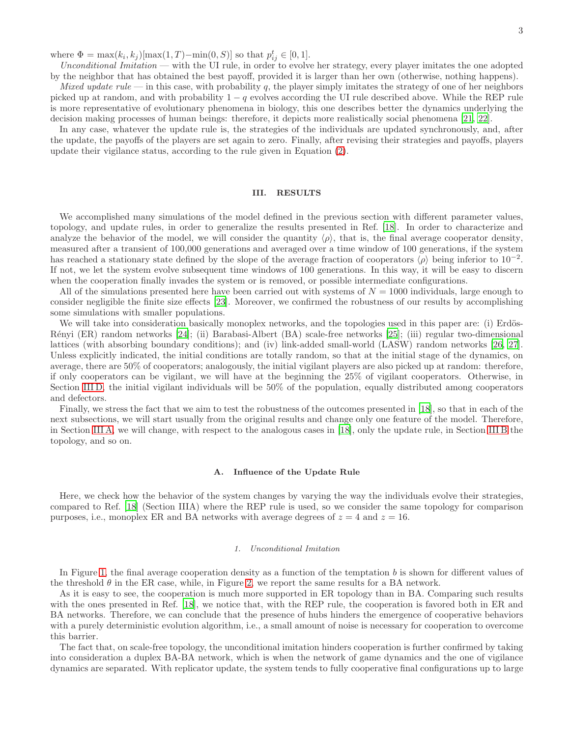where $\Phi = \max(k_i, k_j)[\max(1, T) - \min(0, S)]$ so that $p_{ij}^t \in [0, 1]$.

*Unconditional Imitation* — with the UI rule, in order to evolve her strategy, every player imitates the one adopted by the neighbor that has obtained the best payoff, provided it is larger than her own (otherwise, nothing happens).

*Mixed update rule* — in this case, with probability $q$, the player simply imitates the strategy of one of her neighbors picked up at random, and with probability $1 - q$ evolves according the UI rule described above. While the REP rule is more representative of evolutionary phenomena in biology, this one describes better the dynamics underlying the decision making processes of human beings: therefore, it depicts more realistically social phenomena [21, 22].

In any case, whatever the update rule is, the strategies of the individuals are updated synchronously, and, after the update, the payoffs of the players are set again to zero. Finally, after revising their strategies and payoffs, players update their vigilance status, according to the rule given in Equation (2).

## III. RESULTS

We accomplished many simulations of the model defined in the previous section with different parameter values, topology, and update rules, in order to generalize the results presented in Ref. [18]. In order to characterize and analyze the behavior of the model, we will consider the quantity $\langle \rho \rangle$, that is, the final average cooperator density, measured after a transient of 100,000 generations and averaged over a time window of 100 generations, if the system has reached a stationary state defined by the slope of the average fraction of cooperators $\langle \rho \rangle$ being inferior to $10^{-2}$. If not, we let the system evolve subsequent time windows of 100 generations. In this way, it will be easy to discern when the cooperation finally invades the system or is removed, or possible intermediate configurations.

All of the simulations presented here have been carried out with systems of $N = 1000$ individuals, large enough to consider negligible the finite size effects [23]. Moreover, we confirmed the robustness of our results by accomplishing some simulations with smaller populations.

We will take into consideration basically monoplex networks, and the topologies used in this paper are: (i) Erdös-Rényi (ER) random networks [24]; (ii) Barabasi-Albert (BA) scale-free networks [25]; (iii) regular two-dimensional lattices (with absorbing boundary conditions); and (iv) link-added small-world (LASW) random networks [26, 27]. Unless explicitly indicated, the initial conditions are totally random, so that at the initial stage of the dynamics, on average, there are 50% of cooperators; analogously, the initial vigilant players are also picked up at random: therefore, if only cooperators can be vigilant, we will have at the beginning the 25% of vigilant cooperators. Otherwise, in Section III D, the initial vigilant individuals will be 50% of the population, equally distributed among cooperators and defectors.

Finally, we stress the fact that we aim to test the robustness of the outcomes presented in [18], so that in each of the next subsections, we will start usually from the original results and change only one feature of the model. Therefore, in Section III A, we will change, with respect to the analogous cases in [18], only the update rule, in Section III B the topology, and so on.

### A. Influence of the Update Rule

Here, we check how the behavior of the system changes by varying the way the individuals evolve their strategies, compared to Ref. [18] (Section IIIA) where the REP rule is used, so we consider the same topology for comparison purposes, i.e., monoplex ER and BA networks with average degrees of $z = 4$ and $z = 16$.

#### 1. Unconditional Imitation

In Figure 1, the final average cooperation density as a function of the temptation $b$ is shown for different values of the threshold $\theta$ in the ER case, while, in Figure 2, we report the same results for a BA network.

As it is easy to see, the cooperation is much more supported in ER topology than in BA. Comparing such results with the ones presented in Ref. [18], we notice that, with the REP rule, the cooperation is favored both in ER and BA networks. Therefore, we can conclude that the presence of hubs hinders the emergence of cooperative behaviors with a purely deterministic evolution algorithm, i.e., a small amount of noise is necessary for cooperation to overcome this barrier.

The fact that, on scale-free topology, the unconditional imitation hinders cooperation is further confirmed by taking into consideration a duplex BA-BA network, which is when the network of game dynamics and the one of vigilance dynamics are separated. With replicator update, the system tends to fully cooperative final configurations up to large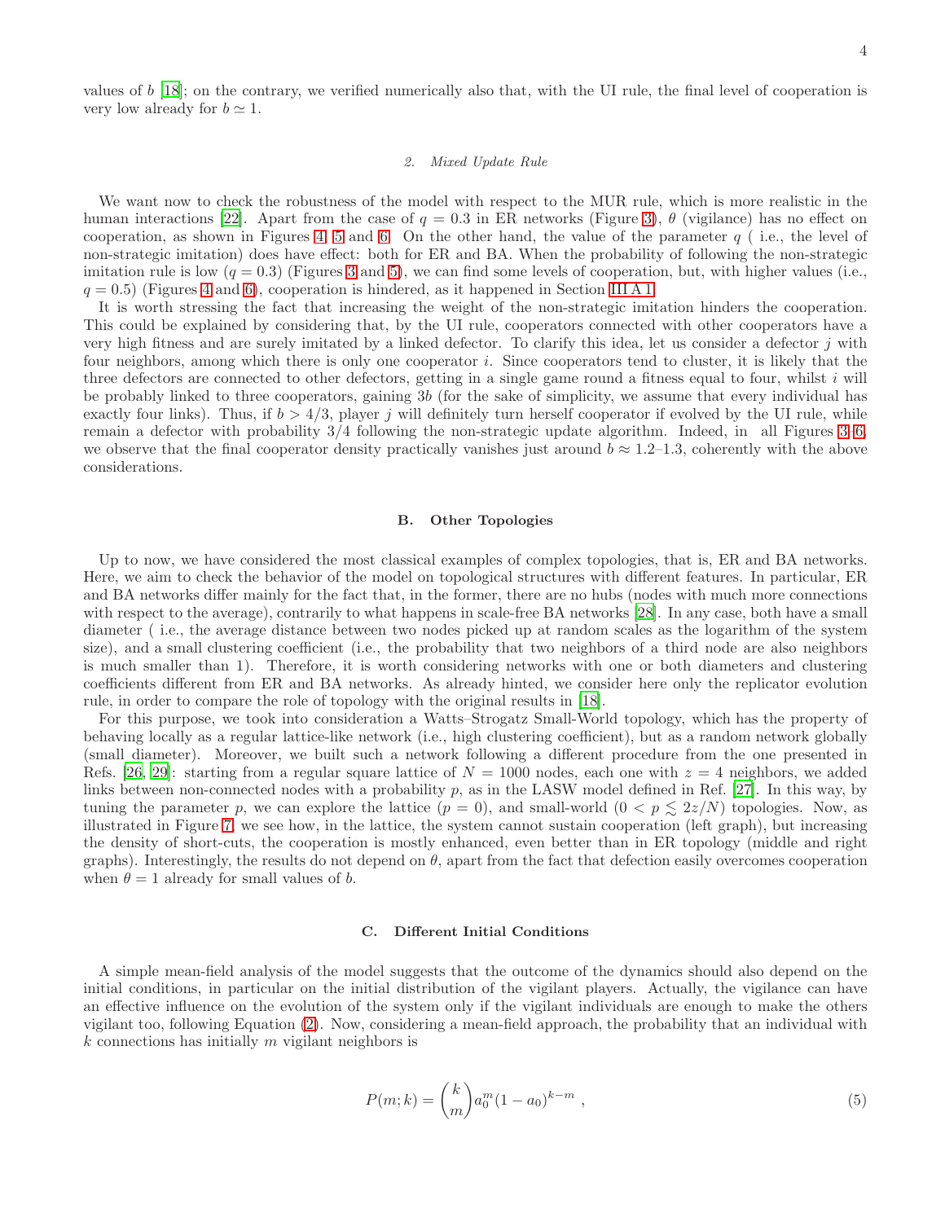values of $b$ [18]; on the contrary, we verified numerically also that, with the UI rule, the final level of cooperation is very low already for $b \simeq 1$.

#### 2. Mixed Update Rule

We want now to check the robustness of the model with respect to the MUR rule, which is more realistic in the human interactions [22]. Apart from the case of $q = 0.3$ in ER networks (Figure 3), $\theta$ (vigilance) has no effect on cooperation, as shown in Figures 4, 5 and 6. On the other hand, the value of the parameter $q$ ( i.e., the level of non-strategic imitation) does have effect: both for ER and BA. When the probability of following the non-strategic imitation rule is low ($q = 0.3$) (Figures 3 and 5), we can find some levels of cooperation, but, with higher values (i.e., $q = 0.5$) (Figures 4 and 6), cooperation is hindered, as it happened in Section III A 1.

It is worth stressing the fact that increasing the weight of the non-strategic imitation hinders the cooperation. This could be explained by considering that, by the UI rule, cooperators connected with other cooperators have a very high fitness and are surely imitated by a linked defector. To clarify this idea, let us consider a defector $j$ with four neighbors, among which there is only one cooperator $i$. Since cooperators tend to cluster, it is likely that the three defectors are connected to other defectors, getting in a single game round a fitness equal to four, whilst $i$ will be probably linked to three cooperators, gaining $3b$ (for the sake of simplicity, we assume that every individual has exactly four links). Thus, if $b > 4/3$, player $j$ will definitely turn herself cooperator if evolved by the UI rule, while remain a defector with probability $3/4$ following the non-strategic update algorithm. Indeed, in all Figures 3–6, we observe that the final cooperator density practically vanishes just around $b \approx 1.2$–$1.3$, coherently with the above considerations.

### B. Other Topologies

Up to now, we have considered the most classical examples of complex topologies, that is, ER and BA networks. Here, we aim to check the behavior of the model on topological structures with different features. In particular, ER and BA networks differ mainly for the fact that, in the former, there are no hubs (nodes with much more connections with respect to the average), contrarily to what happens in scale-free BA networks [28]. In any case, both have a small diameter ( i.e., the average distance between two nodes picked up at random scales as the logarithm of the system size), and a small clustering coefficient (i.e., the probability that two neighbors of a third node are also neighbors is much smaller than 1). Therefore, it is worth considering networks with one or both diameters and clustering coefficients different from ER and BA networks. As already hinted, we consider here only the replicator evolution rule, in order to compare the role of topology with the original results in [18].

For this purpose, we took into consideration a Watts–Strogatz Small-World topology, which has the property of behaving locally as a regular lattice-like network (i.e., high clustering coefficient), but as a random network globally (small diameter). Moreover, we built such a network following a different procedure from the one presented in Refs. [26, 29]: starting from a regular square lattice of $N = 1000$ nodes, each one with $z = 4$ neighbors, we added links between non-connected nodes with a probability $p$, as in the LASW model defined in Ref. [27]. In this way, by tuning the parameter $p$, we can explore the lattice ($p = 0$), and small-world ($0 < p \lesssim 2z/N$) topologies. Now, as illustrated in Figure 7, we see how, in the lattice, the system cannot sustain cooperation (left graph), but increasing the density of short-cuts, the cooperation is mostly enhanced, even better than in ER topology (middle and right graphs). Interestingly, the results do not depend on $\theta$, apart from the fact that defection easily overcomes cooperation when $\theta = 1$ already for small values of $b$.

### C. Different Initial Conditions

A simple mean-field analysis of the model suggests that the outcome of the dynamics should also depend on the initial conditions, in particular on the initial distribution of the vigilant players. Actually, the vigilance can have an effective influence on the evolution of the system only if the vigilant individuals are enough to make the others vigilant too, following Equation (2). Now, considering a mean-field approach, the probability that an individual with $k$ connections has initially $m$ vigilant neighbors is

$$P(m;k) = \binom{k}{m} a_0^m (1 - a_0)^{k-m} \ , \tag{5}$$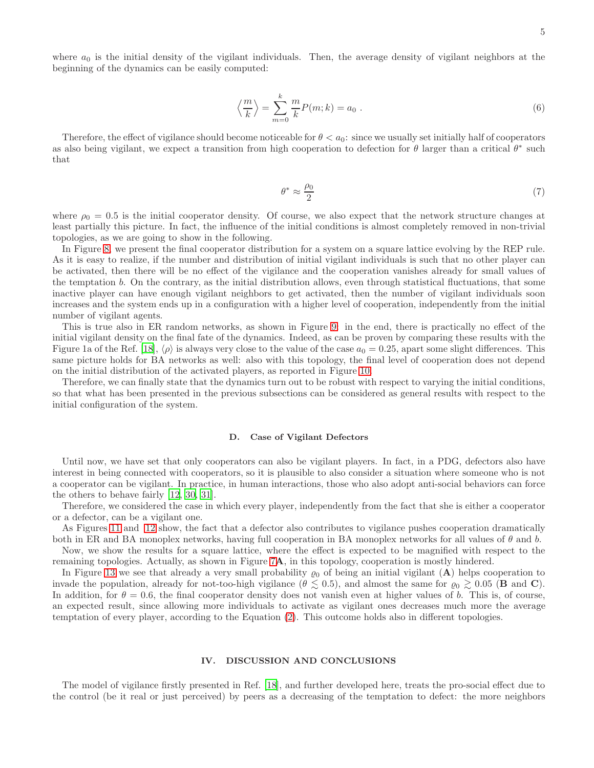where $a_0$ is the initial density of the vigilant individuals. Then, the average density of vigilant neighbors at the beginning of the dynamics can be easily computed:

$$\left\langle \frac{m}{k} \right\rangle = \sum_{m=0}^{k} \frac{m}{k} P(m;k) = a_0 \ . \tag{6}$$

Therefore, the effect of vigilance should become noticeable for $\theta < a_0$: since we usually set initially half of cooperators as also being vigilant, we expect a transition from high cooperation to defection for $\theta$ larger than a critical $\theta^*$ such that

$$\theta^* \approx \frac{\rho_0}{2} \tag{7}$$

where $\rho_0 = 0.5$ is the initial cooperator density. Of course, we also expect that the network structure changes at least partially this picture. In fact, the influence of the initial conditions is almost completely removed in non-trivial topologies, as we are going to show in the following.

In Figure 8, we present the final cooperator distribution for a system on a square lattice evolving by the REP rule. As it is easy to realize, if the number and distribution of initial vigilant individuals is such that no other player can be activated, then there will be no effect of the vigilance and the cooperation vanishes already for small values of the temptation $b$. On the contrary, as the initial distribution allows, even through statistical fluctuations, that some inactive player can have enough vigilant neighbors to get activated, then the number of vigilant individuals soon increases and the system ends up in a configuration with a higher level of cooperation, independently from the initial number of vigilant agents.

This is true also in ER random networks, as shown in Figure 9: in the end, there is practically no effect of the initial vigilant density on the final fate of the dynamics. Indeed, as can be proven by comparing these results with the Figure 1a of the Ref. [18], $\langle \rho \rangle$ is always very close to the value of the case $a_0 = 0.25$, apart some slight differences. This same picture holds for BA networks as well: also with this topology, the final level of cooperation does not depend on the initial distribution of the activated players, as reported in Figure 10.

Therefore, we can finally state that the dynamics turn out to be robust with respect to varying the initial conditions, so that what has been presented in the previous subsections can be considered as general results with respect to the initial configuration of the system.

### D. Case of Vigilant Defectors

Until now, we have set that only cooperators can also be vigilant players. In fact, in a PDG, defectors also have interest in being connected with cooperators, so it is plausible to also consider a situation where someone who is not a cooperator can be vigilant. In practice, in human interactions, those who also adopt anti-social behaviors can force the others to behave fairly [12, 30, 31].

Therefore, we considered the case in which every player, independently from the fact that she is either a cooperator or a defector, can be a vigilant one.

As Figures 11 and 12 show, the fact that a defector also contributes to vigilance pushes cooperation dramatically both in ER and BA monoplex networks, having full cooperation in BA monoplex networks for all values of $\theta$ and $b$.

Now, we show the results for a square lattice, where the effect is expected to be magnified with respect to the remaining topologies. Actually, as shown in Figure 7**A**, in this topology, cooperation is mostly hindered.

In Figure 13 we see that already a very small probability $\varrho_0$ of being an initial vigilant (**A**) helps cooperation to invade the population, already for not-too-high vigilance ($\theta \lesssim 0.5$), and almost the same for $\varrho_0 \gtrsim 0.05$ (**B** and **C**). In addition, for $\theta = 0.6$, the final cooperator density does not vanish even at higher values of $b$. This is, of course, an expected result, since allowing more individuals to activate as vigilant ones decreases much more the average temptation of every player, according to the Equation (2). This outcome holds also in different topologies.

## IV. DISCUSSION AND CONCLUSIONS

The model of vigilance firstly presented in Ref. [18], and further developed here, treats the pro-social effect due to the control (be it real or just perceived) by peers as a decreasing of the temptation to defect: the more neighbors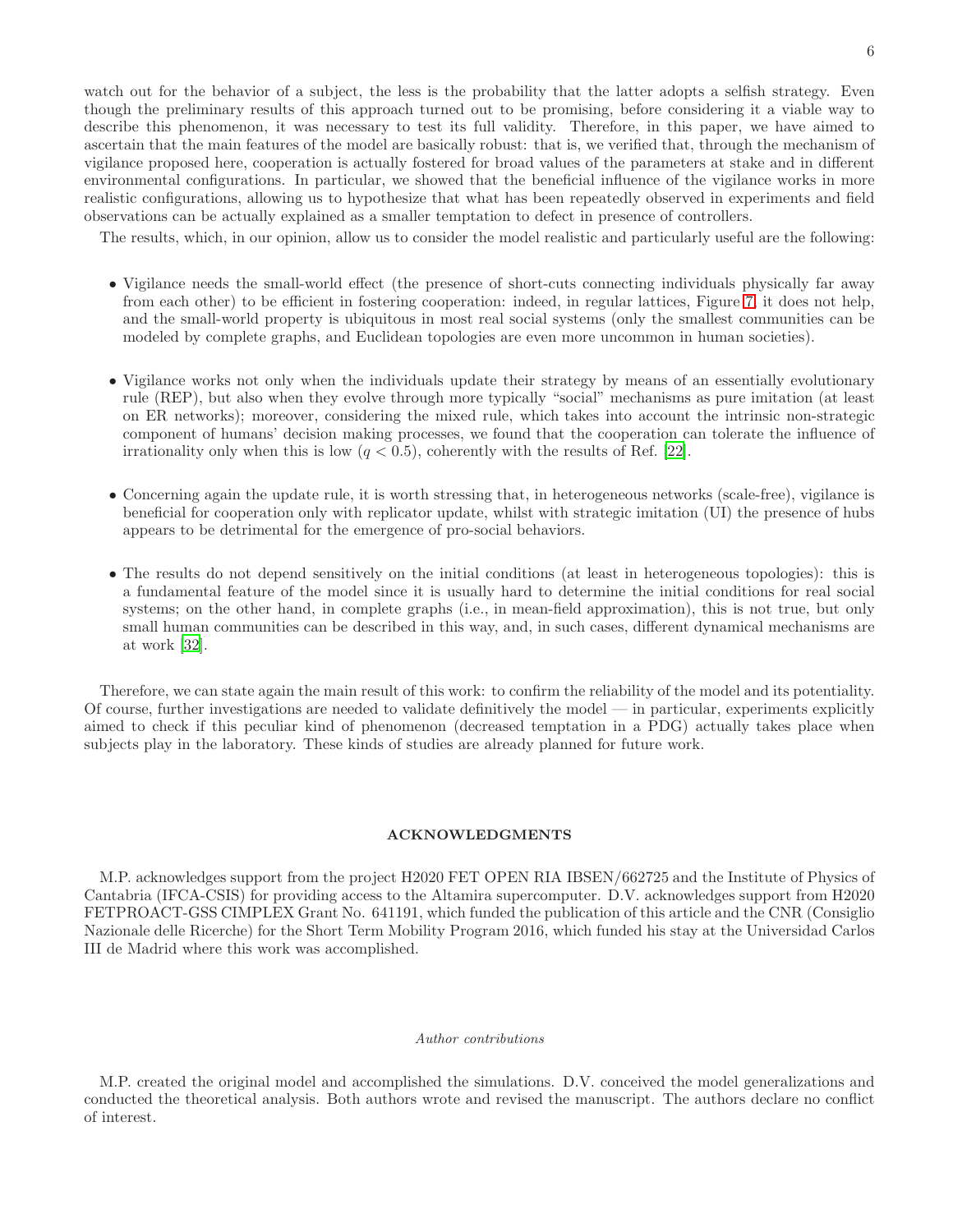watch out for the behavior of a subject, the less is the probability that the latter adopts a selfish strategy. Even though the preliminary results of this approach turned out to be promising, before considering it a viable way to describe this phenomenon, it was necessary to test its full validity. Therefore, in this paper, we have aimed to ascertain that the main features of the model are basically robust: that is, we verified that, through the mechanism of vigilance proposed here, cooperation is actually fostered for broad values of the parameters at stake and in different environmental configurations. In particular, we showed that the beneficial influence of the vigilance works in more realistic configurations, allowing us to hypothesize that what has been repeatedly observed in experiments and field observations can be actually explained as a smaller temptation to defect in presence of controllers.

The results, which, in our opinion, allow us to consider the model realistic and particularly useful are the following:

- Vigilance needs the small-world effect (the presence of short-cuts connecting individuals physically far away from each other) to be efficient in fostering cooperation: indeed, in regular lattices, Figure 7, it does not help, and the small-world property is ubiquitous in most real social systems (only the smallest communities can be modeled by complete graphs, and Euclidean topologies are even more uncommon in human societies).

- Vigilance works not only when the individuals update their strategy by means of an essentially evolutionary rule (REP), but also when they evolve through more typically "social" mechanisms as pure imitation (at least on ER networks); moreover, considering the mixed rule, which takes into account the intrinsic non-strategic component of humans' decision making processes, we found that the cooperation can tolerate the influence of irrationality only when this is low ($q < 0.5$), coherently with the results of Ref. [22].

- Concerning again the update rule, it is worth stressing that, in heterogeneous networks (scale-free), vigilance is beneficial for cooperation only with replicator update, whilst with strategic imitation (UI) the presence of hubs appears to be detrimental for the emergence of pro-social behaviors.

- The results do not depend sensitively on the initial conditions (at least in heterogeneous topologies): this is a fundamental feature of the model since it is usually hard to determine the initial conditions for real social systems; on the other hand, in complete graphs (i.e., in mean-field approximation), this is not true, but only small human communities can be described in this way, and, in such cases, different dynamical mechanisms are at work [32].

Therefore, we can state again the main result of this work: to confirm the reliability of the model and its potentiality. Of course, further investigations are needed to validate definitively the model — in particular, experiments explicitly aimed to check if this peculiar kind of phenomenon (decreased temptation in a PDG) actually takes place when subjects play in the laboratory. These kinds of studies are already planned for future work.

## ACKNOWLEDGMENTS

M.P. acknowledges support from the project H2020 FET OPEN RIA IBSEN/662725 and the Institute of Physics of Cantabria (IFCA-CSIS) for providing access to the Altamira supercomputer. D.V. acknowledges support from H2020 FETPROACT-GSS CIMPLEX Grant No. 641191, which funded the publication of this article and the CNR (Consiglio Nazionale delle Ricerche) for the Short Term Mobility Program 2016, which funded his stay at the Universidad Carlos III de Madrid where this work was accomplished.

### *Author contributions*

M.P. created the original model and accomplished the simulations. D.V. conceived the model generalizations and conducted the theoretical analysis. Both authors wrote and revised the manuscript. The authors declare no conflict of interest.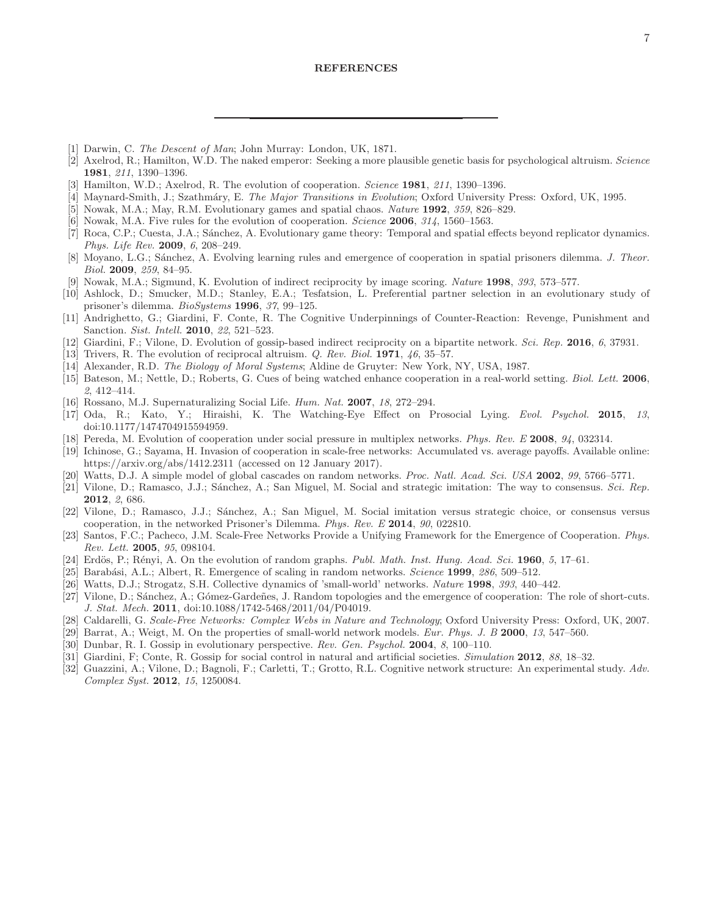# REFERENCES

---

[1] Darwin, C. *The Descent of Man*; John Murray: London, UK, 1871.

[2] Axelrod, R.; Hamilton, W.D. The naked emperor: Seeking a more plausible genetic basis for psychological altruism. *Science* **1981**, *211*, 1390–1396.

[3] Hamilton, W.D.; Axelrod, R. The evolution of cooperation. *Science* **1981**, *211*, 1390–1396.

[4] Maynard-Smith, J.; Szathmáry, E. *The Major Transitions in Evolution*; Oxford University Press: Oxford, UK, 1995.

[5] Nowak, M.A.; May, R.M. Evolutionary games and spatial chaos. *Nature* **1992**, *359*, 826–829.

[6] Nowak, M.A. Five rules for the evolution of cooperation. *Science* **2006**, *314*, 1560–1563.

[7] Roca, C.P.; Cuesta, J.A.; Sánchez, A. Evolutionary game theory: Temporal and spatial effects beyond replicator dynamics. *Phys. Life Rev.* **2009**, *6*, 208–249.

[8] Moyano, L.G.; Sánchez, A. Evolving learning rules and emergence of cooperation in spatial prisoners dilemma. *J. Theor. Biol.* **2009**, *259*, 84–95.

[9] Nowak, M.A.; Sigmund, K. Evolution of indirect reciprocity by image scoring. *Nature* **1998**, *393*, 573–577.

[10] Ashlock, D.; Smucker, M.D.; Stanley, E.A.; Tesfatsion, L. Preferential partner selection in an evolutionary study of prisoner's dilemma. *BioSystems* **1996**, *37*, 99–125.

[11] Andrighetto, G.; Giardini, F. Conte, R. The Cognitive Underpinnings of Counter-Reaction: Revenge, Punishment and Sanction. *Sist. Intell.* **2010**, *22*, 521–523.

[12] Giardini, F.; Vilone, D. Evolution of gossip-based indirect reciprocity on a bipartite network. *Sci. Rep.* **2016**, *6*, 37931.

[13] Trivers, R. The evolution of reciprocal altruism. *Q. Rev. Biol.* **1971**, *46*, 35–57.

[14] Alexander, R.D. *The Biology of Moral Systems*; Aldine de Gruyter: New York, NY, USA, 1987.

[15] Bateson, M.; Nettle, D.; Roberts, G. Cues of being watched enhance cooperation in a real-world setting. *Biol. Lett.* **2006**, *2*, 412–414.

[16] Rossano, M.J. Supernaturalizing Social Life. *Hum. Nat.* **2007**, *18*, 272–294.

[17] Oda, R.; Kato, Y.; Hiraishi, K. The Watching-Eye Effect on Prosocial Lying. *Evol. Psychol.* **2015**, *13*, doi:10.1177/1474704915594959.

[18] Pereda, M. Evolution of cooperation under social pressure in multiplex networks. *Phys. Rev. E* **2008**, *94*, 032314.

[19] Ichinose, G.; Sayama, H. Invasion of cooperation in scale-free networks: Accumulated vs. average payoffs. Available online: https://arxiv.org/abs/1412.2311 (accessed on 12 January 2017).

[20] Watts, D.J. A simple model of global cascades on random networks. *Proc. Natl. Acad. Sci. USA* **2002**, *99*, 5766–5771.

[21] Vilone, D.; Ramasco, J.J.; Sánchez, A.; San Miguel, M. Social and strategic imitation: The way to consensus. *Sci. Rep.* **2012**, *2*, 686.

[22] Vilone, D.; Ramasco, J.J.; Sánchez, A.; San Miguel, M. Social imitation versus strategic choice, or consensus versus cooperation, in the networked Prisoner's Dilemma. *Phys. Rev. E* **2014**, *90*, 022810.

[23] Santos, F.C.; Pacheco, J.M. Scale-Free Networks Provide a Unifying Framework for the Emergence of Cooperation. *Phys. Rev. Lett.* **2005**, *95*, 098104.

[24] Erdös, P.; Rényi, A. On the evolution of random graphs. *Publ. Math. Inst. Hung. Acad. Sci.* **1960**, *5*, 17–61.

[25] Barabási, A.L.; Albert, R. Emergence of scaling in random networks. *Science* **1999**, *286*, 509–512.

[26] Watts, D.J.; Strogatz, S.H. Collective dynamics of 'small-world' networks. *Nature* **1998**, *393*, 440–442.

[27] Vilone, D.; Sánchez, A.; Gómez-Gardeñes, J. Random topologies and the emergence of cooperation: The role of short-cuts. *J. Stat. Mech.* **2011**, doi:10.1088/1742-5468/2011/04/P04019.

[28] Caldarelli, G. *Scale-Free Networks: Complex Webs in Nature and Technology*; Oxford University Press: Oxford, UK, 2007.

[29] Barrat, A.; Weigt, M. On the properties of small-world network models. *Eur. Phys. J. B* **2000**, *13*, 547–560.

[30] Dunbar, R. I. Gossip in evolutionary perspective. *Rev. Gen. Psychol.* **2004**, *8*, 100–110.

[31] Giardini, F; Conte, R. Gossip for social control in natural and artificial societies. *Simulation* **2012**, *88*, 18–32.

[32] Guazzini, A.; Vilone, D.; Bagnoli, F.; Carletti, T.; Grotto, R.L. Cognitive network structure: An experimental study. *Adv. Complex Syst.* **2012**, *15*, 1250084.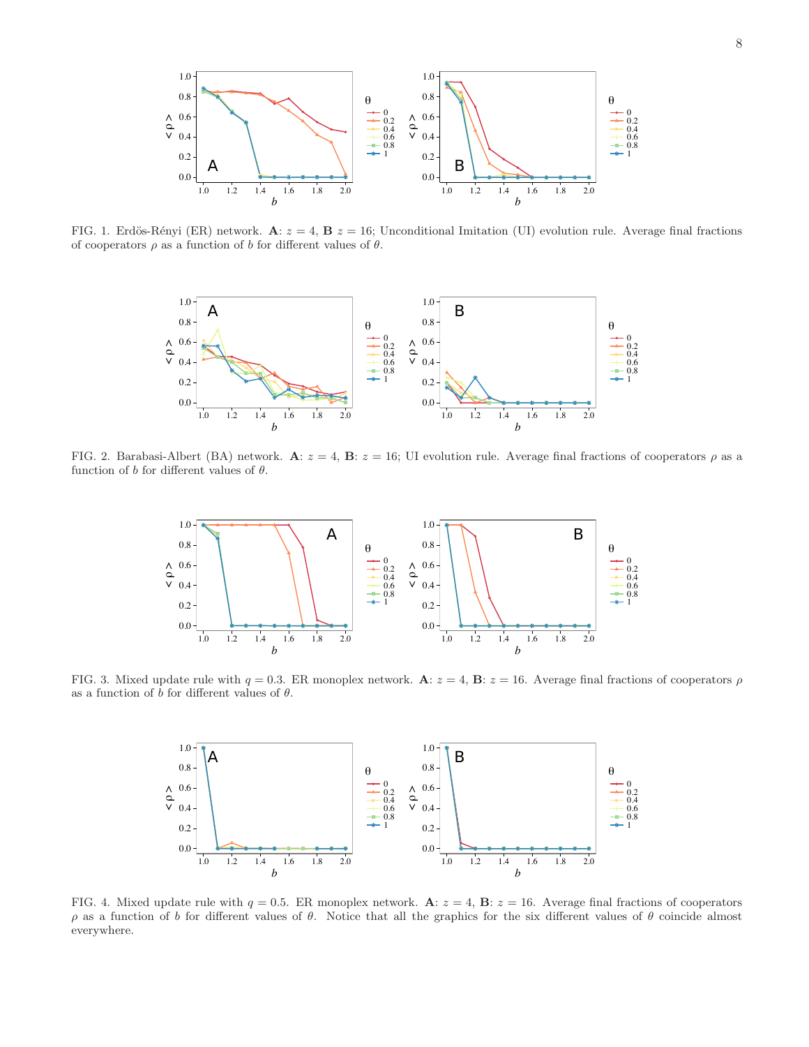FIG. 1. Erdös-Rényi (ER) network. **A**: $z = 4$, **B** $z = 16$; Unconditional Imitation (UI) evolution rule. Average final fractions of cooperators $\rho$ as a function of $b$ for different values of $\theta$.

FIG. 2. Barabasi-Albert (BA) network. **A**: $z = 4$, **B**: $z = 16$; UI evolution rule. Average final fractions of cooperators $\rho$ as a function of $b$ for different values of $\theta$.

FIG. 3. Mixed update rule with $q = 0.3$. ER monoplex network. **A**: $z = 4$, **B**: $z = 16$. Average final fractions of cooperators $\rho$ as a function of $b$ for different values of $\theta$.

FIG. 4. Mixed update rule with $q = 0.5$. ER monoplex network. **A**: $z = 4$, **B**: $z = 16$. Average final fractions of cooperators $\rho$ as a function of $b$ for different values of $\theta$. Notice that all the graphics for the six different values of $\theta$ coincide almost everywhere.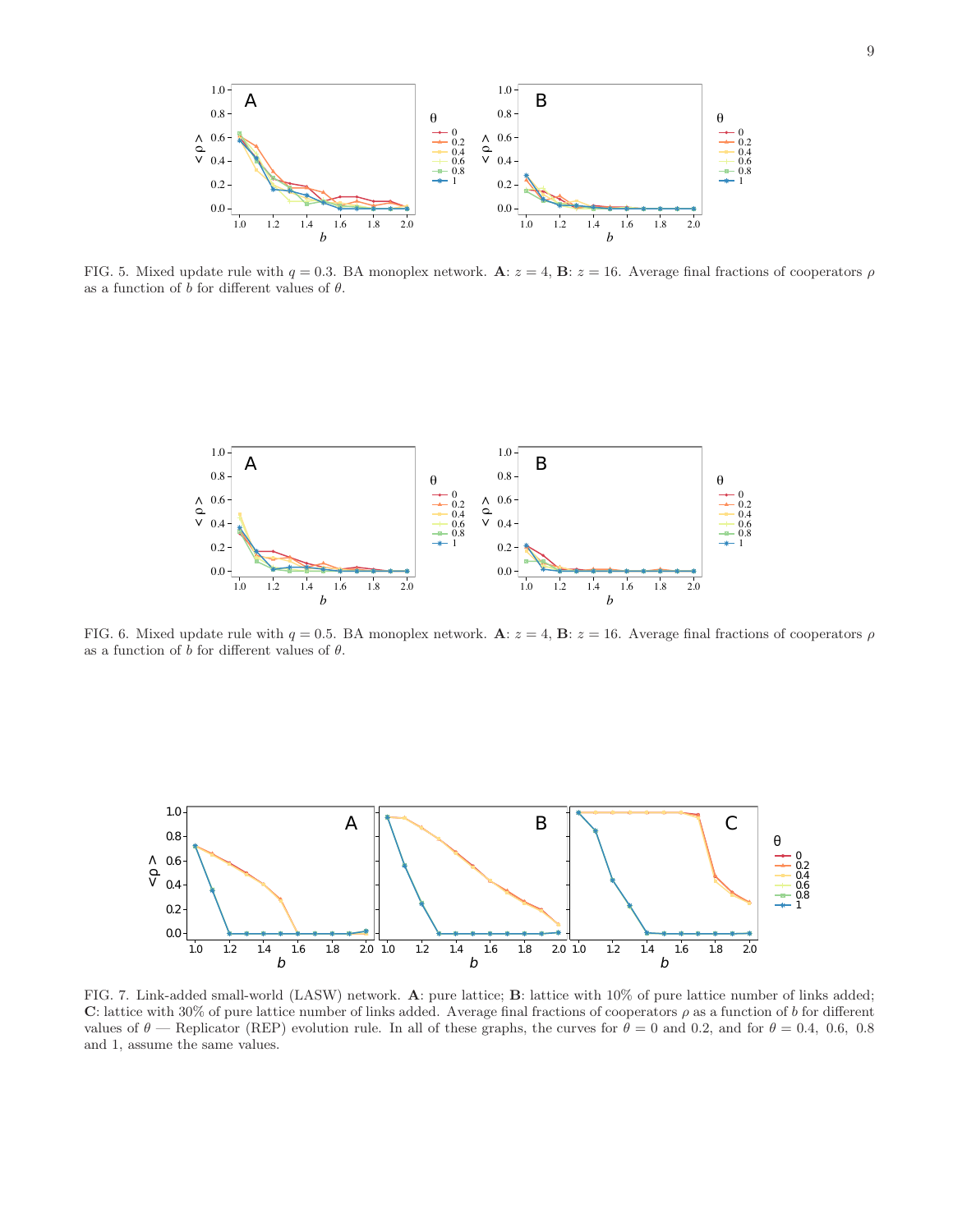FIG. 5. Mixed update rule with $q = 0.3$. BA monoplex network. **A**: $z = 4$, **B**: $z = 16$. Average final fractions of cooperators $\rho$ as a function of $b$ for different values of $\theta$.

FIG. 6. Mixed update rule with $q = 0.5$. BA monoplex network. **A**: $z = 4$, **B**: $z = 16$. Average final fractions of cooperators $\rho$ as a function of $b$ for different values of $\theta$.

FIG. 7. Link-added small-world (LASW) network. **A**: pure lattice; **B**: lattice with 10% of pure lattice number of links added; **C**: lattice with 30% of pure lattice number of links added. Average final fractions of cooperators $\rho$ as a function of $b$ for different values of $\theta$ — Replicator (REP) evolution rule. In all of these graphs, the curves for $\theta = 0$ and 0.2, and for $\theta = 0.4$, 0.6, 0.8 and 1, assume the same values.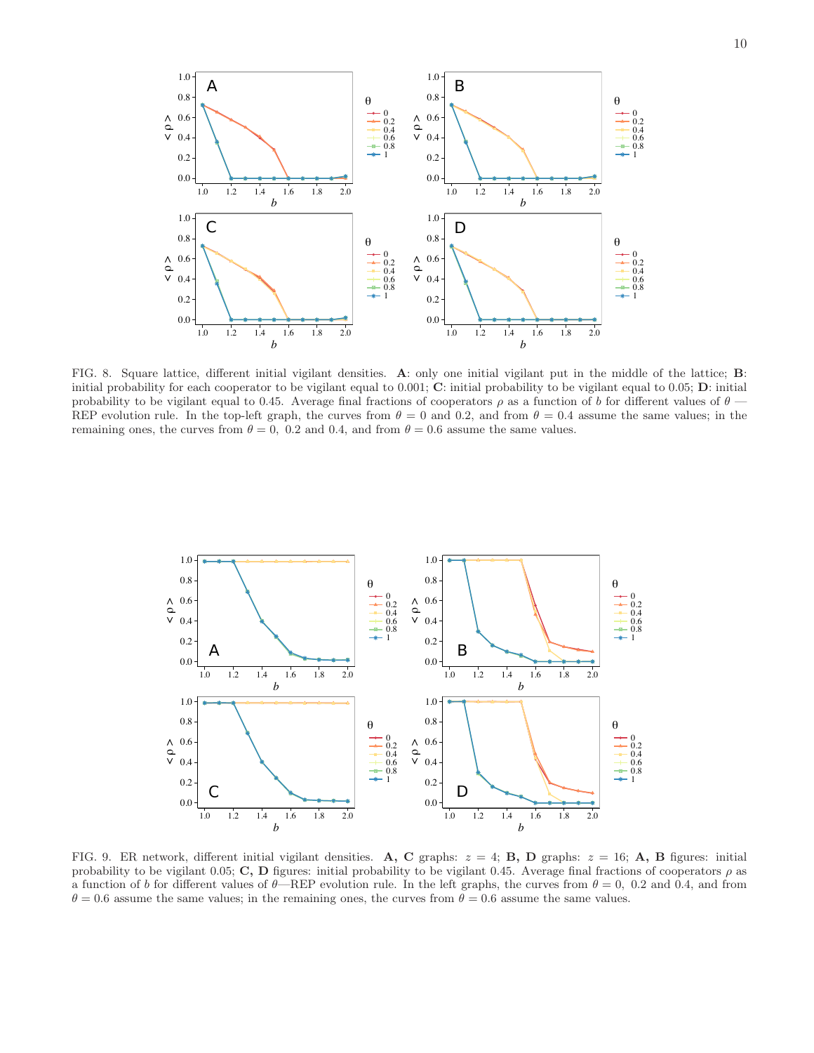FIG. 8. Square lattice, different initial vigilant densities. **A**: only one initial vigilant put in the middle of the lattice; **B**: initial probability for each cooperator to be vigilant equal to 0.001; **C**: initial probability to be vigilant equal to 0.05; **D**: initial probability to be vigilant equal to 0.45. Average final fractions of cooperators $\rho$ as a function of $b$ for different values of $\theta$ — REP evolution rule. In the top-left graph, the curves from $\theta = 0$ and 0.2, and from $\theta = 0.4$ assume the same values; in the remaining ones, the curves from $\theta = 0,\ 0.2$ and 0.4, and from $\theta = 0.6$ assume the same values.

FIG. 9. ER network, different initial vigilant densities. **A, C** graphs: $z = 4$; **B, D** graphs: $z = 16$; **A, B** figures: initial probability to be vigilant 0.05; **C, D** figures: initial probability to be vigilant 0.45. Average final fractions of cooperators $\rho$ as a function of $b$ for different values of $\theta$—REP evolution rule. In the left graphs, the curves from $\theta = 0,\ 0.2$ and 0.4, and from $\theta = 0.6$ assume the same values; in the remaining ones, the curves from $\theta = 0.6$ assume the same values.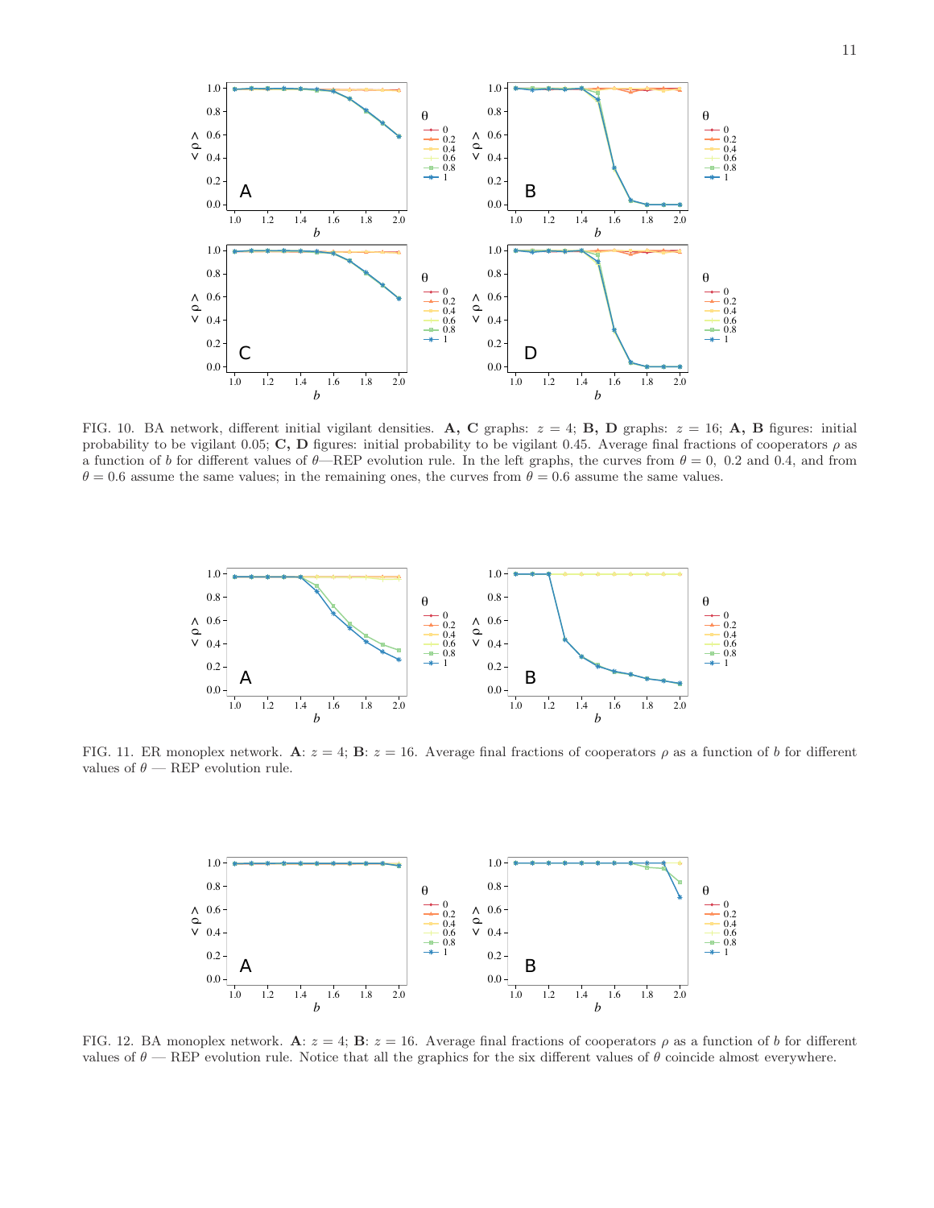FIG. 10. BA network, different initial vigilant densities. **A, C** graphs: $z = 4$; **B, D** graphs: $z = 16$; **A, B** figures: initial probability to be vigilant 0.05; **C, D** figures: initial probability to be vigilant 0.45. Average final fractions of cooperators $\rho$ as a function of $b$ for different values of $\theta$—REP evolution rule. In the left graphs, the curves from $\theta = 0,\ 0.2$ and 0.4, and from $\theta = 0.6$ assume the same values; in the remaining ones, the curves from $\theta = 0.6$ assume the same values.

FIG. 11. ER monoplex network. **A**: $z = 4$; **B**: $z = 16$. Average final fractions of cooperators $\rho$ as a function of $b$ for different values of $\theta$ — REP evolution rule.

FIG. 12. BA monoplex network. **A**: $z = 4$; **B**: $z = 16$. Average final fractions of cooperators $\rho$ as a function of $b$ for different values of $\theta$ — REP evolution rule. Notice that all the graphics for the six different values of $\theta$ coincide almost everywhere.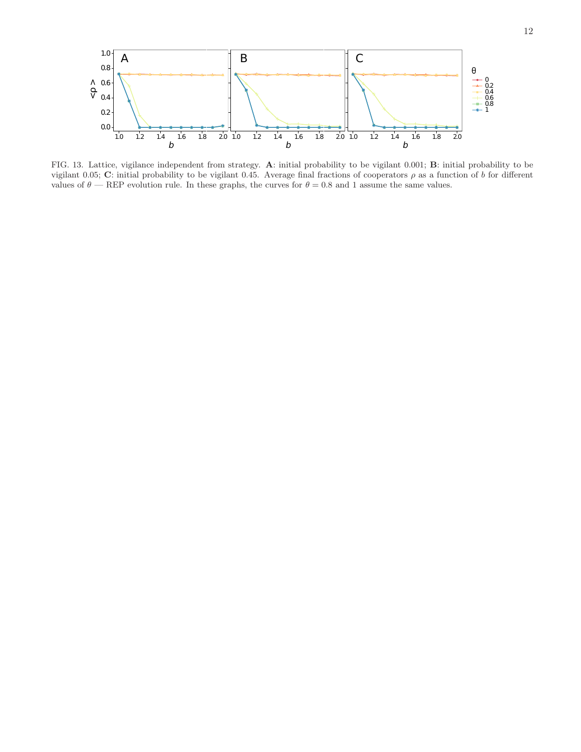A

B

C

<ρ>

1.0
0.8
0.6
0.4
0.2
0.0

1.0 1.2 1.4 1.6 1.8 2.0

b

θ
0
0.2
0.4
0.6
0.8
1

FIG. 13. Lattice, vigilance independent from strategy. **A**: initial probability to be vigilant 0.001; **B**: initial probability to be vigilant 0.05; **C**: initial probability to be vigilant 0.45. Average final fractions of cooperators $\rho$ as a function of $b$ for different values of $\theta$ — REP evolution rule. In these graphs, the curves for $\theta = 0.8$ and 1 assume the same values.